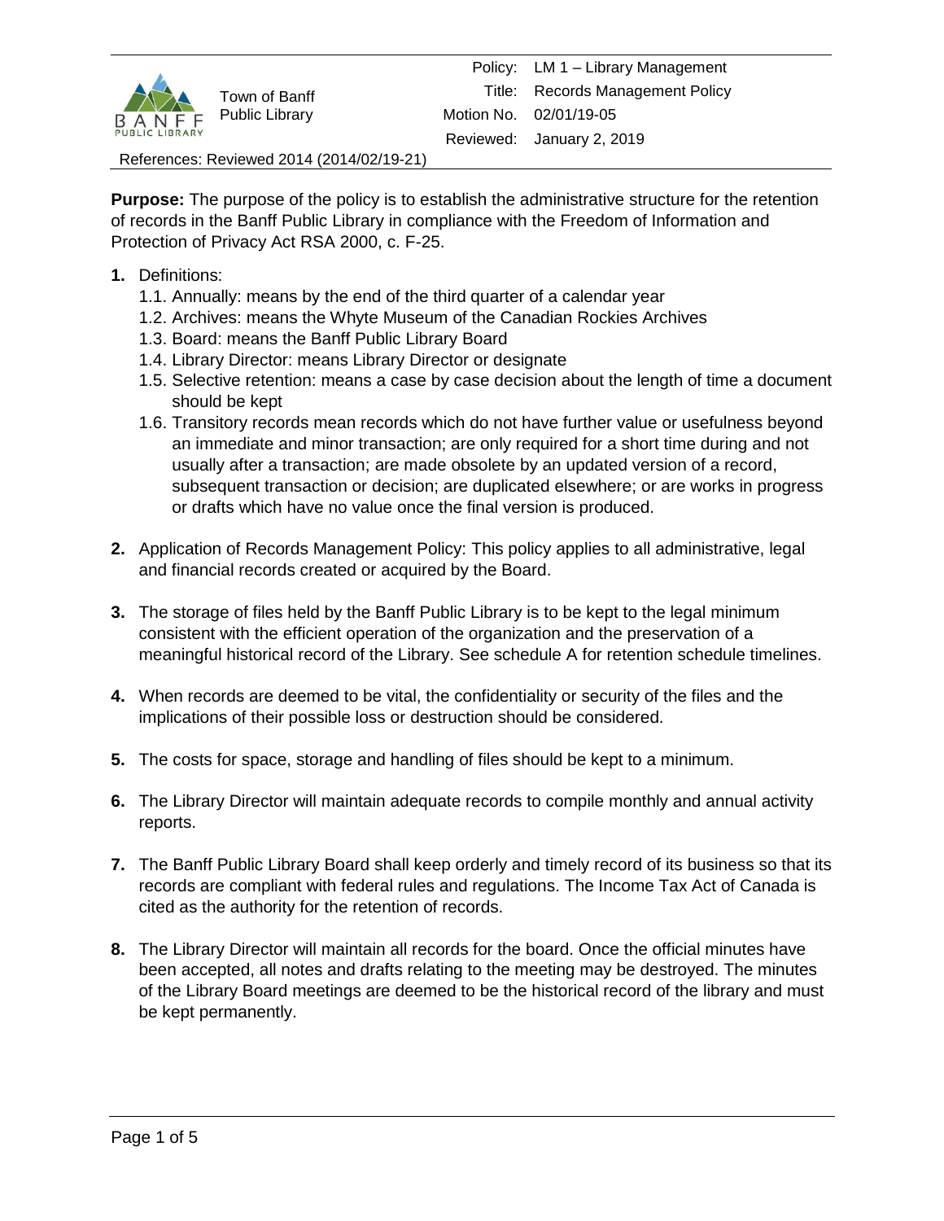| | Town of Banff Public Library | Policy: | LM 1 – Library Management |
|---|---|---|---|
| | | Title: | Records Management Policy |
| | | Motion No. | 02/01/19-05 |
| | | Reviewed: | January 2, 2019 |

References: Reviewed 2014 (2014/02/19-21)

**Purpose:** The purpose of the policy is to establish the administrative structure for the retention of records in the Banff Public Library in compliance with the Freedom of Information and Protection of Privacy Act RSA 2000, c. F-25.

1. Definitions:
   - 1.1. Annually: means by the end of the third quarter of a calendar year
   - 1.2. Archives: means the Whyte Museum of the Canadian Rockies Archives
   - 1.3. Board: means the Banff Public Library Board
   - 1.4. Library Director: means Library Director or designate
   - 1.5. Selective retention: means a case by case decision about the length of time a document should be kept
   - 1.6. Transitory records mean records which do not have further value or usefulness beyond an immediate and minor transaction; are only required for a short time during and not usually after a transaction; are made obsolete by an updated version of a record, subsequent transaction or decision; are duplicated elsewhere; or are works in progress or drafts which have no value once the final version is produced.

2. Application of Records Management Policy: This policy applies to all administrative, legal and financial records created or acquired by the Board.

3. The storage of files held by the Banff Public Library is to be kept to the legal minimum consistent with the efficient operation of the organization and the preservation of a meaningful historical record of the Library. See schedule A for retention schedule timelines.

4. When records are deemed to be vital, the confidentiality or security of the files and the implications of their possible loss or destruction should be considered.

5. The costs for space, storage and handling of files should be kept to a minimum.

6. The Library Director will maintain adequate records to compile monthly and annual activity reports.

7. The Banff Public Library Board shall keep orderly and timely record of its business so that its records are compliant with federal rules and regulations. The Income Tax Act of Canada is cited as the authority for the retention of records.

8. The Library Director will maintain all records for the board. Once the official minutes have been accepted, all notes and drafts relating to the meeting may be destroyed. The minutes of the Library Board meetings are deemed to be the historical record of the library and must be kept permanently.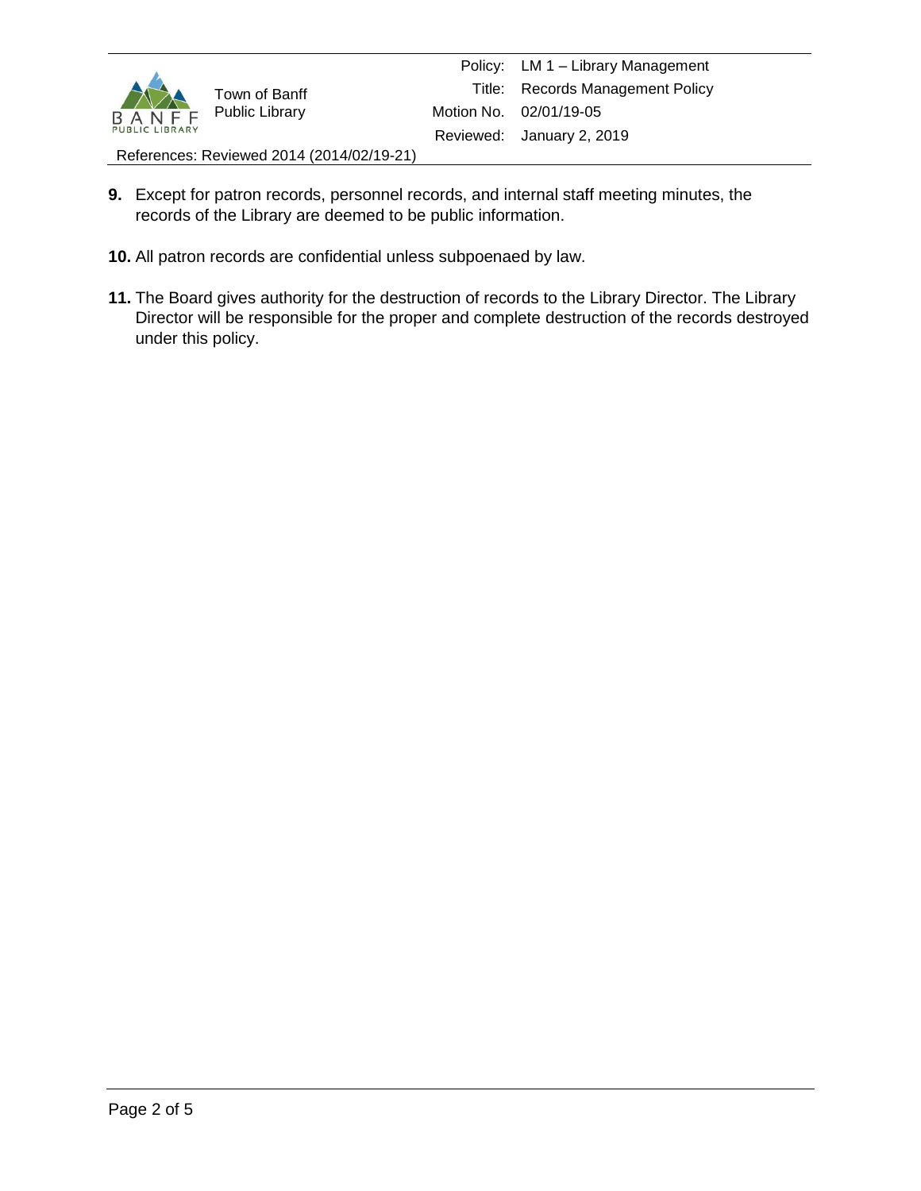**9.** Except for patron records, personnel records, and internal staff meeting minutes, the records of the Library are deemed to be public information.

**10.** All patron records are confidential unless subpoenaed by law.

**11.** The Board gives authority for the destruction of records to the Library Director. The Library Director will be responsible for the proper and complete destruction of the records destroyed under this policy.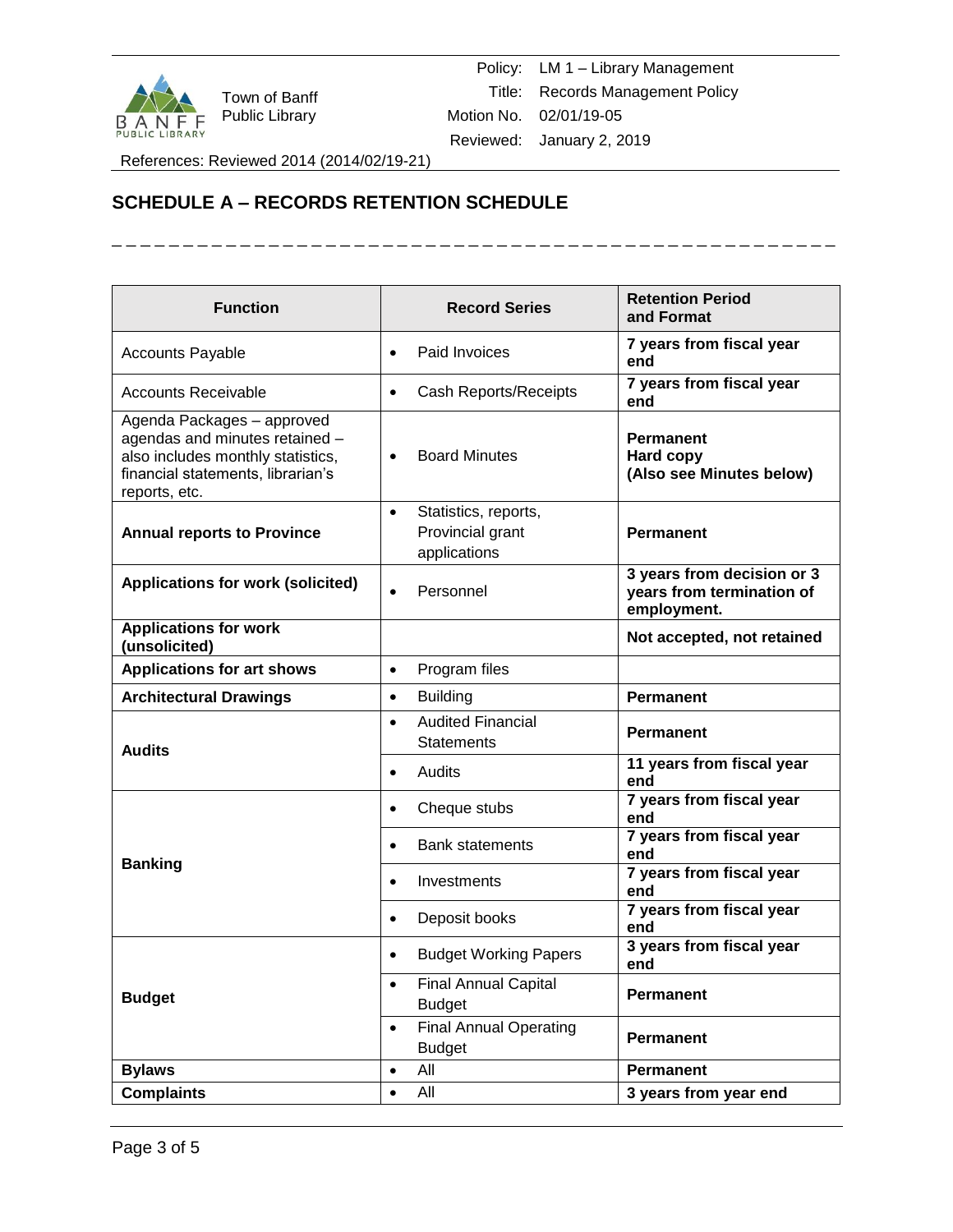## SCHEDULE A – RECORDS RETENTION SCHEDULE

| Function | Record Series | Retention Period and Format |
|---|---|---|
| Accounts Payable | • Paid Invoices | **7 years from fiscal year end** |
| Accounts Receivable | • Cash Reports/Receipts | **7 years from fiscal year end** |
| Agenda Packages – approved agendas and minutes retained – also includes monthly statistics, financial statements, librarian's reports, etc. | • Board Minutes | **Permanent Hard copy (Also see Minutes below)** |
| **Annual reports to Province** | • Statistics, reports, Provincial grant applications | **Permanent** |
| **Applications for work (solicited)** | • Personnel | **3 years from decision or 3 years from termination of employment.** |
| **Applications for work (unsolicited)** | | **Not accepted, not retained** |
| **Applications for art shows** | • Program files | |
| **Architectural Drawings** | • Building | **Permanent** |
| **Audits** | • Audited Financial Statements | **Permanent** |
| | • Audits | **11 years from fiscal year end** |
| **Banking** | • Cheque stubs | **7 years from fiscal year end** |
| | • Bank statements | **7 years from fiscal year end** |
| | • Investments | **7 years from fiscal year end** |
| | • Deposit books | **7 years from fiscal year end** |
| **Budget** | • Budget Working Papers | **3 years from fiscal year end** |
| | • Final Annual Capital Budget | **Permanent** |
| | • Final Annual Operating Budget | **Permanent** |
| **Bylaws** | • All | **Permanent** |
| **Complaints** | • All | **3 years from year end** |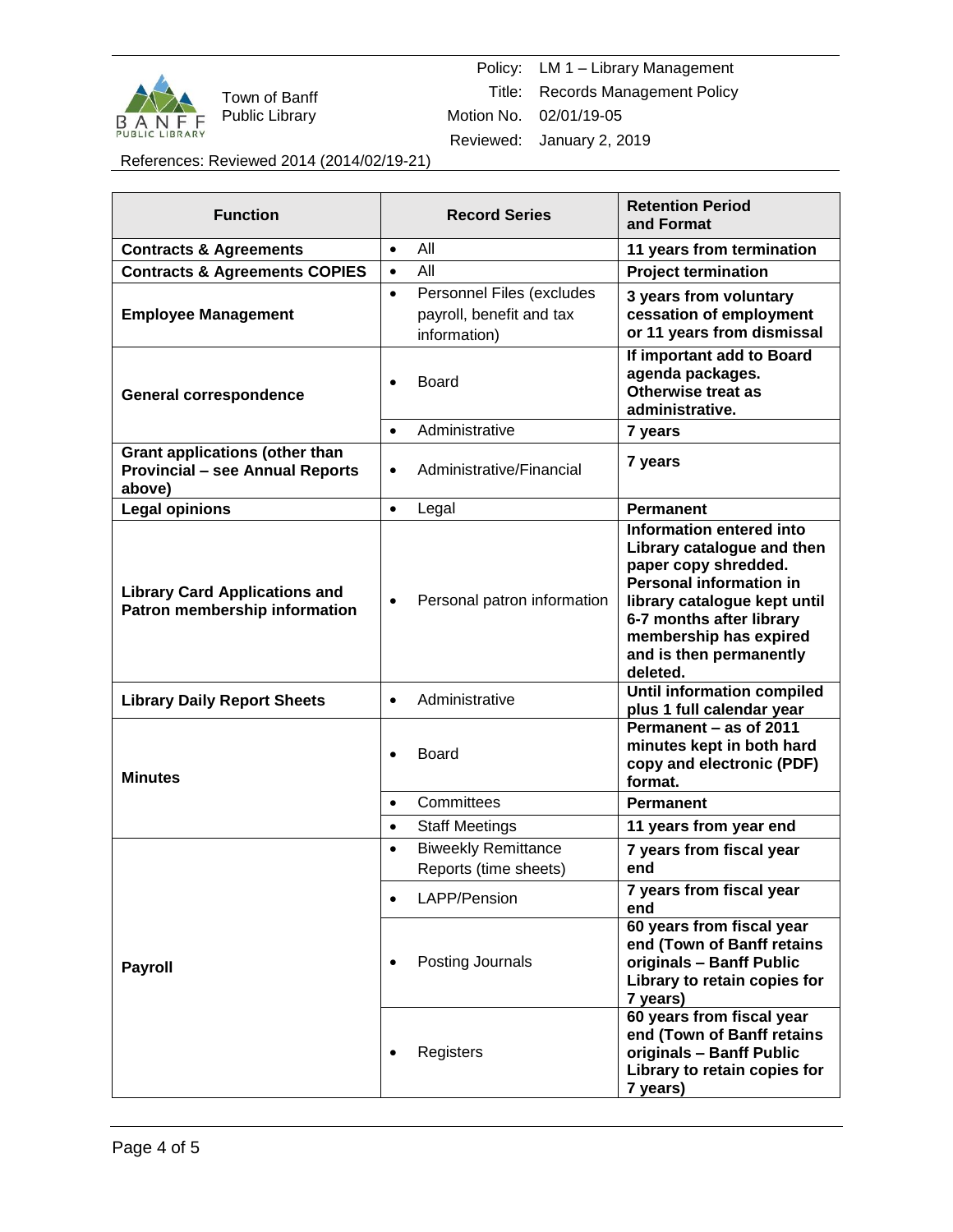| Function | Record Series | Retention Period and Format |
|---|---|---|
| **Contracts & Agreements** | • All | **11 years from termination** |
| **Contracts & Agreements COPIES** | • All | **Project termination** |
| **Employee Management** | • Personnel Files (excludes payroll, benefit and tax information) | **3 years from voluntary cessation of employment or 11 years from dismissal** |
| **General correspondence** | • Board | **If important add to Board agenda packages. Otherwise treat as administrative.** |
| | • Administrative | **7 years** |
| **Grant applications (other than Provincial – see Annual Reports above)** | • Administrative/Financial | **7 years** |
| **Legal opinions** | • Legal | **Permanent** |
| **Library Card Applications and Patron membership information** | • Personal patron information | **Information entered into Library catalogue and then paper copy shredded. Personal information in library catalogue kept until 6-7 months after library membership has expired and is then permanently deleted.** |
| **Library Daily Report Sheets** | • Administrative | **Until information compiled plus 1 full calendar year** |
| **Minutes** | • Board | **Permanent – as of 2011 minutes kept in both hard copy and electronic (PDF) format.** |
| | • Committees | **Permanent** |
| | • Staff Meetings | **11 years from year end** |
| **Payroll** | • Biweekly Remittance Reports (time sheets) | **7 years from fiscal year end** |
| | • LAPP/Pension | **7 years from fiscal year end** |
| | • Posting Journals | **60 years from fiscal year end (Town of Banff retains originals – Banff Public Library to retain copies for 7 years)** |
| | • Registers | **60 years from fiscal year end (Town of Banff retains originals – Banff Public Library to retain copies for 7 years)** |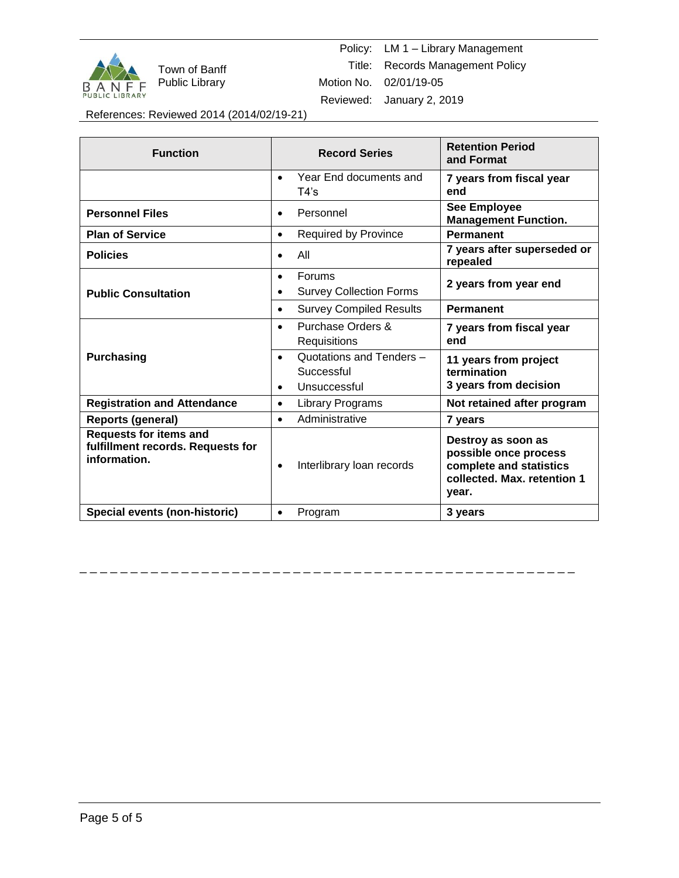| Function | Record Series | Retention Period and Format |
| --- | --- | --- |
| | • Year End documents and T4's | **7 years from fiscal year end** |
| **Personnel Files** | • Personnel | **See Employee Management Function.** |
| **Plan of Service** | • Required by Province | **Permanent** |
| **Policies** | • All | **7 years after superseded or repealed** |
| **Public Consultation** | • Forums<br>• Survey Collection Forms | **2 years from year end** |
| | • Survey Compiled Results | **Permanent** |
| **Purchasing** | • Purchase Orders & Requisitions | **7 years from fiscal year end** |
| | • Quotations and Tenders – Successful<br>• Unsuccessful | **11 years from project termination**<br>**3 years from decision** |
| **Registration and Attendance** | • Library Programs | **Not retained after program** |
| **Reports (general)** | • Administrative | **7 years** |
| **Requests for items and fulfillment records. Requests for information.** | • Interlibrary loan records | **Destroy as soon as possible once process complete and statistics collected. Max. retention 1 year.** |
| **Special events (non-historic)** | • Program | **3 years** |

– – – – – – – – – – – – – – – – – – – – – – – – – – – – – – – – – – – – – – – – – – – – – – – – – – – –